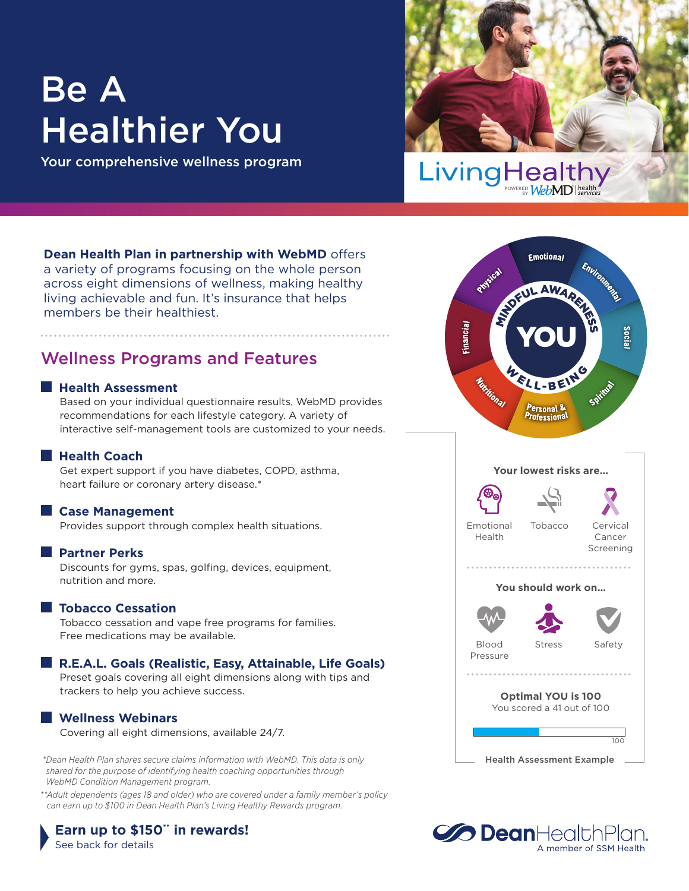# Be A Healthier You

Your comprehensive wellness program

LivingHealthy POWERED BY WebMD health services

**Dean Health Plan in partnership with WebMD** offers a variety of programs focusing on the whole person across eight dimensions of wellness, making healthy living achievable and fun. It's insurance that helps members be their healthiest.

Emotional · Environmental · Social · Spiritual · Personal & Professional · Nutritional · Financial · Physical

MINDFUL AWARENESS · YOU · WELL-BEING

## Wellness Programs and Features

### Health Assessment

Based on your individual questionnaire results, WebMD provides recommendations for each lifestyle category. A variety of interactive self-management tools are customized to your needs.

### Health Coach

Get expert support if you have diabetes, COPD, asthma, heart failure or coronary artery disease.*

### Case Management

Provides support through complex health situations.

### Partner Perks

Discounts for gyms, spas, golfing, devices, equipment, nutrition and more.

### Tobacco Cessation

Tobacco cessation and vape free programs for families. Free medications may be available.

### R.E.A.L. Goals (Realistic, Easy, Attainable, Life Goals)

Preset goals covering all eight dimensions along with tips and trackers to help you achieve success.

### Wellness Webinars

Covering all eight dimensions, available 24/7.

**Your lowest risks are...**

Emotional Health · Tobacco · Cervical Cancer Screening

**You should work on...**

Blood Pressure · Stress · Safety

**Optimal YOU is 100**

You scored a 41 out of 100

100

**Health Assessment Example**

*\*Dean Health Plan shares secure claims information with WebMD. This data is only shared for the purpose of identifying health coaching opportunities through WebMD Condition Management program.*

*\*\*Adult dependents (ages 18 and older) who are covered under a family member's policy can earn up to $100 in Dean Health Plan's Living Healthy Rewards program.*

**Earn up to $150\*\* in rewards!**

See back for details

DeanHealthPlan. A member of SSM Health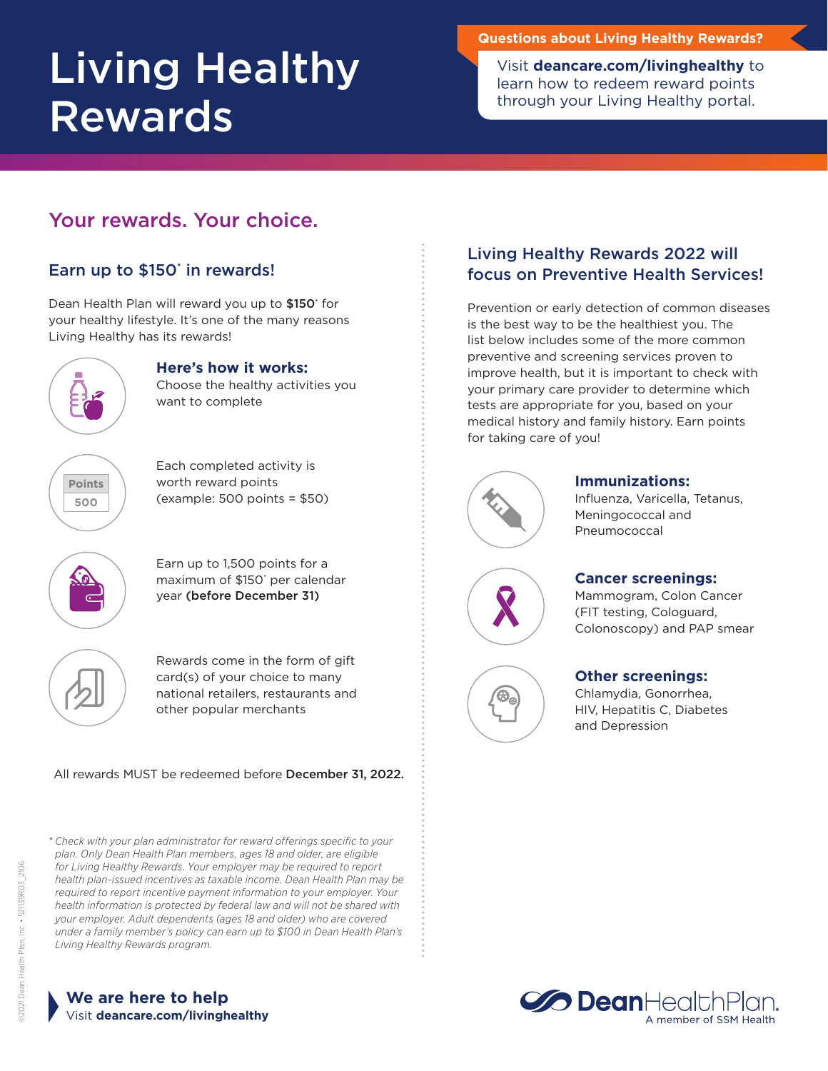# Living Healthy Rewards

**Questions about Living Healthy Rewards?**

Visit **deancare.com/livinghealthy** to learn how to redeem reward points through your Living Healthy portal.

## Your rewards. Your choice.

### Earn up to $150* in rewards!

Dean Health Plan will reward you up to **$150*** for your healthy lifestyle. It's one of the many reasons Living Healthy has its rewards!

**Here's how it works:**
Choose the healthy activities you want to complete

Points
500

Each completed activity is worth reward points (example: 500 points = $50)

Earn up to 1,500 points for a maximum of $150* per calendar year **(before December 31)**

Rewards come in the form of gift card(s) of your choice to many national retailers, restaurants and other popular merchants

All rewards MUST be redeemed before **December 31, 2022.**

*\* Check with your plan administrator for reward offerings specific to your plan. Only Dean Health Plan members, ages 18 and older, are eligible for Living Healthy Rewards. Your employer may be required to report health plan-issued incentives as taxable income. Dean Health Plan may be required to report incentive payment information to your employer. Your health information is protected by federal law and will not be shared with your employer. Adult dependents (ages 18 and older) who are covered under a family member's policy can earn up to $100 in Dean Health Plan's Living Healthy Rewards program.*

### Living Healthy Rewards 2022 will focus on Preventive Health Services!

Prevention or early detection of common diseases is the best way to be the healthiest you. The list below includes some of the more common preventive and screening services proven to improve health, but it is important to check with your primary care provider to determine which tests are appropriate for you, based on your medical history and family history. Earn points for taking care of you!

**Immunizations:**
Influenza, Varicella, Tetanus, Meningococcal and Pneumococcal

**Cancer screenings:**
Mammogram, Colon Cancer (FIT testing, Cologuard, Colonoscopy) and PAP smear

**Other screenings:**
Chlamydia, Gonorrhea, HIV, Hepatitis C, Diabetes and Depression

**We are here to help**
Visit **deancare.com/livinghealthy**

DeanHealthPlan
A member of SSM Health

©2021 Dean Health Plan, Inc. • 521139R03_2106